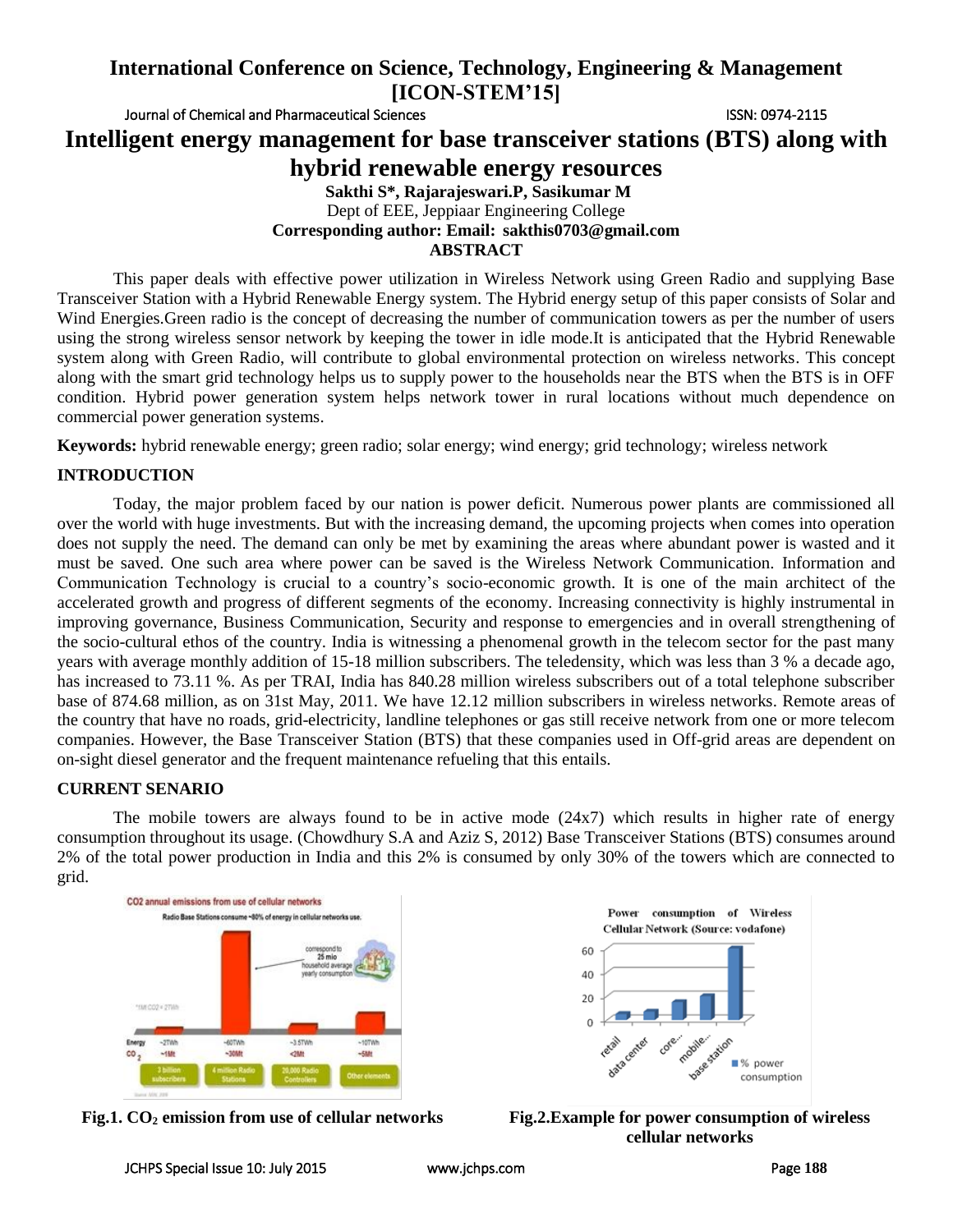# Intelligent energy management for base transceiver stations (BTS) along with hybrid renewable energy resources

**Sakthi S*, Rajarajeswari.P, Sasikumar M**

Dept of EEE, Jeppiaar Engineering College

**Corresponding author: Email: sakthis0703@gmail.com**

## ABSTRACT

This paper deals with effective power utilization in Wireless Network using Green Radio and supplying Base Transceiver Station with a Hybrid Renewable Energy system. The Hybrid energy setup of this paper consists of Solar and Wind Energies.Green radio is the concept of decreasing the number of communication towers as per the number of users using the strong wireless sensor network by keeping the tower in idle mode.It is anticipated that the Hybrid Renewable system along with Green Radio, will contribute to global environmental protection on wireless networks. This concept along with the smart grid technology helps us to supply power to the households near the BTS when the BTS is in OFF condition. Hybrid power generation system helps network tower in rural locations without much dependence on commercial power generation systems.

**Keywords:** hybrid renewable energy; green radio; solar energy; wind energy; grid technology; wireless network

## INTRODUCTION

Today, the major problem faced by our nation is power deficit. Numerous power plants are commissioned all over the world with huge investments. But with the increasing demand, the upcoming projects when comes into operation does not supply the need. The demand can only be met by examining the areas where abundant power is wasted and it must be saved. One such area where power can be saved is the Wireless Network Communication. Information and Communication Technology is crucial to a country's socio-economic growth. It is one of the main architect of the accelerated growth and progress of different segments of the economy. Increasing connectivity is highly instrumental in improving governance, Business Communication, Security and response to emergencies and in overall strengthening of the socio-cultural ethos of the country. India is witnessing a phenomenal growth in the telecom sector for the past many years with average monthly addition of 15-18 million subscribers. The teledensity, which was less than 3 % a decade ago, has increased to 73.11 %. As per TRAI, India has 840.28 million wireless subscribers out of a total telephone subscriber base of 874.68 million, as on 31st May, 2011. We have 12.12 million subscribers in wireless networks. Remote areas of the country that have no roads, grid-electricity, landline telephones or gas still receive network from one or more telecom companies. However, the Base Transceiver Station (BTS) that these companies used in Off-grid areas are dependent on on-sight diesel generator and the frequent maintenance refueling that this entails.

## CURRENT SENARIO

The mobile towers are always found to be in active mode (24x7) which results in higher rate of energy consumption throughout its usage. (Chowdhury S.A and Aziz S, 2012) Base Transceiver Stations (BTS) consumes around 2% of the total power production in India and this 2% is consumed by only 30% of the towers which are connected to grid.

**Fig.1. $CO_2$ emission from use of cellular networks**

**Fig.2.Example for power consumption of wireless cellular networks**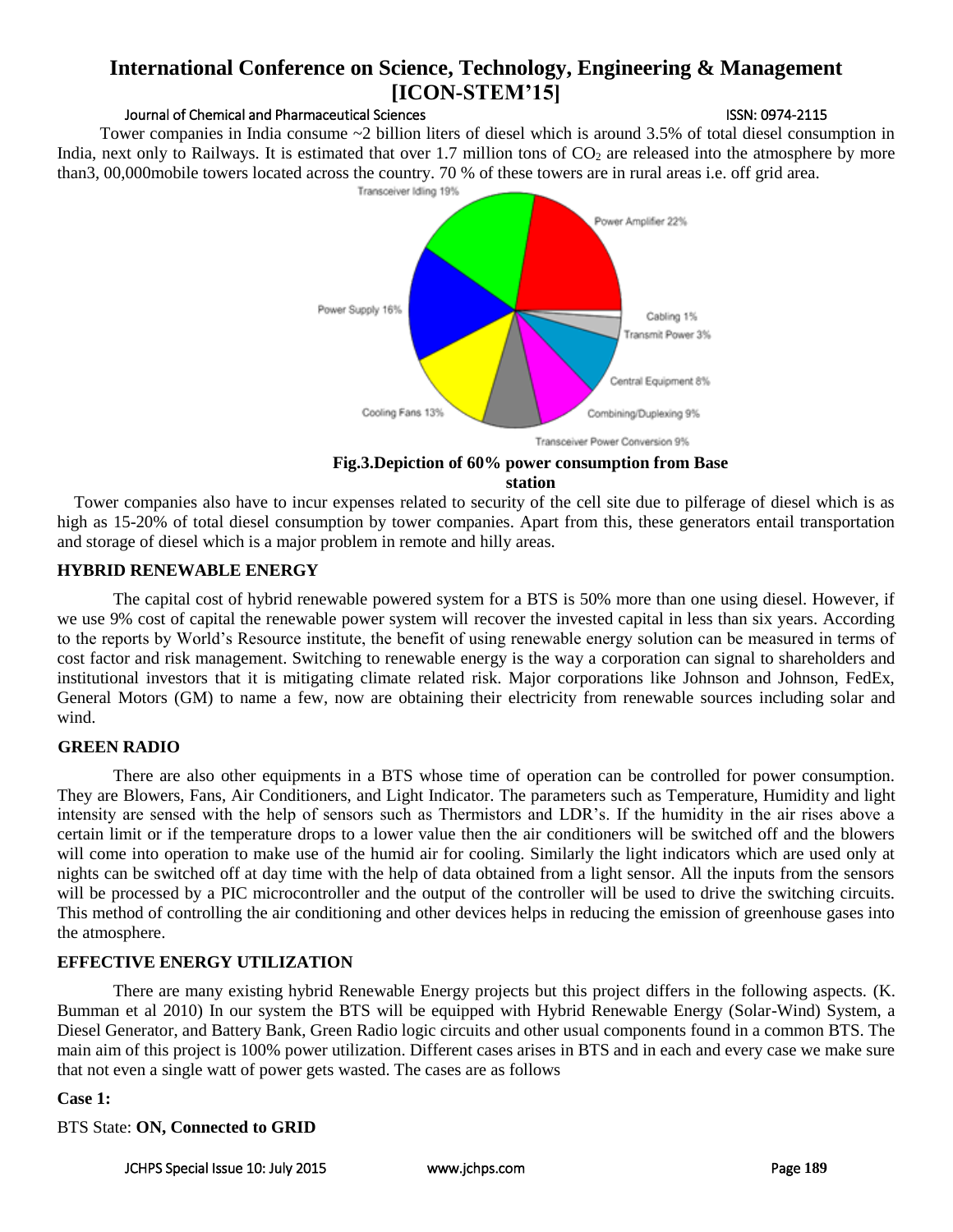Tower companies in India consume ~2 billion liters of diesel which is around 3.5% of total diesel consumption in India, next only to Railways. It is estimated that over 1.7 million tons of $CO_2$ are released into the atmosphere by more than3, 00,000mobile towers located across the country. 70 % of these towers are in rural areas i.e. off grid area.

**Fig.3.Depiction of 60% power consumption from Base station**

Tower companies also have to incur expenses related to security of the cell site due to pilferage of diesel which is as high as 15-20% of total diesel consumption by tower companies. Apart from this, these generators entail transportation and storage of diesel which is a major problem in remote and hilly areas.

## HYBRID RENEWABLE ENERGY

The capital cost of hybrid renewable powered system for a BTS is 50% more than one using diesel. However, if we use 9% cost of capital the renewable power system will recover the invested capital in less than six years. According to the reports by World's Resource institute, the benefit of using renewable energy solution can be measured in terms of cost factor and risk management. Switching to renewable energy is the way a corporation can signal to shareholders and institutional investors that it is mitigating climate related risk. Major corporations like Johnson and Johnson, FedEx, General Motors (GM) to name a few, now are obtaining their electricity from renewable sources including solar and wind.

## GREEN RADIO

There are also other equipments in a BTS whose time of operation can be controlled for power consumption. They are Blowers, Fans, Air Conditioners, and Light Indicator. The parameters such as Temperature, Humidity and light intensity are sensed with the help of sensors such as Thermistors and LDR's. If the humidity in the air rises above a certain limit or if the temperature drops to a lower value then the air conditioners will be switched off and the blowers will come into operation to make use of the humid air for cooling. Similarly the light indicators which are used only at nights can be switched off at day time with the help of data obtained from a light sensor. All the inputs from the sensors will be processed by a PIC microcontroller and the output of the controller will be used to drive the switching circuits. This method of controlling the air conditioning and other devices helps in reducing the emission of greenhouse gases into the atmosphere.

## EFFECTIVE ENERGY UTILIZATION

There are many existing hybrid Renewable Energy projects but this project differs in the following aspects. (K. Bumman et al 2010) In our system the BTS will be equipped with Hybrid Renewable Energy (Solar-Wind) System, a Diesel Generator, and Battery Bank, Green Radio logic circuits and other usual components found in a common BTS. The main aim of this project is 100% power utilization. Different cases arises in BTS and in each and every case we make sure that not even a single watt of power gets wasted. The cases are as follows

**Case 1:**

BTS State: **ON, Connected to GRID**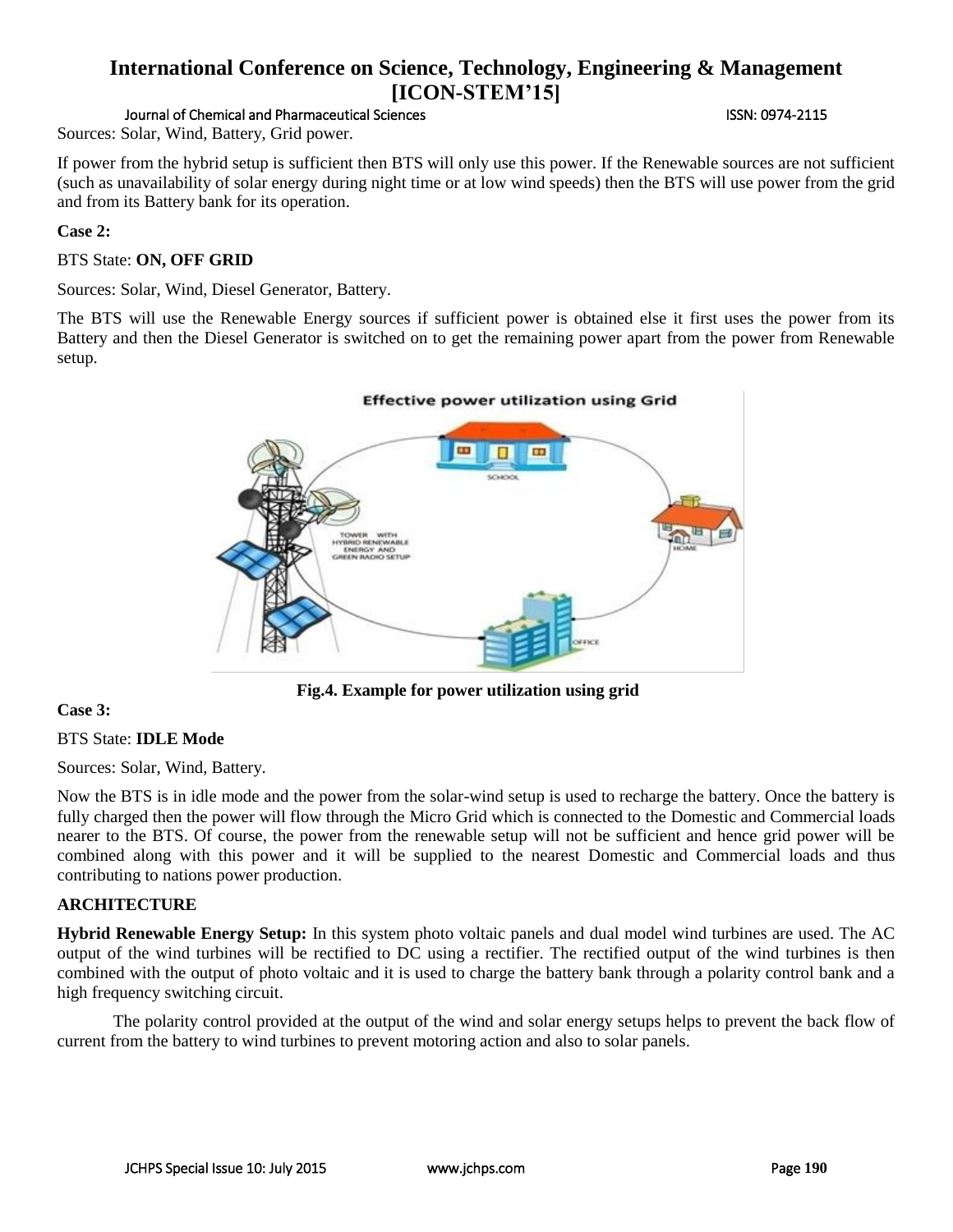Sources: Solar, Wind, Battery, Grid power.

If power from the hybrid setup is sufficient then BTS will only use this power. If the Renewable sources are not sufficient (such as unavailability of solar energy during night time or at low wind speeds) then the BTS will use power from the grid and from its Battery bank for its operation.

**Case 2:**

BTS State: **ON, OFF GRID**

Sources: Solar, Wind, Diesel Generator, Battery.

The BTS will use the Renewable Energy sources if sufficient power is obtained else it first uses the power from its Battery and then the Diesel Generator is switched on to get the remaining power apart from the power from Renewable setup.

**Fig.4. Example for power utilization using grid**

**Case 3:**

BTS State: **IDLE Mode**

Sources: Solar, Wind, Battery.

Now the BTS is in idle mode and the power from the solar-wind setup is used to recharge the battery. Once the battery is fully charged then the power will flow through the Micro Grid which is connected to the Domestic and Commercial loads nearer to the BTS. Of course, the power from the renewable setup will not be sufficient and hence grid power will be combined along with this power and it will be supplied to the nearest Domestic and Commercial loads and thus contributing to nations power production.

**ARCHITECTURE**

**Hybrid Renewable Energy Setup:** In this system photo voltaic panels and dual model wind turbines are used. The AC output of the wind turbines will be rectified to DC using a rectifier. The rectified output of the wind turbines is then combined with the output of photo voltaic and it is used to charge the battery bank through a polarity control bank and a high frequency switching circuit.

The polarity control provided at the output of the wind and solar energy setups helps to prevent the back flow of current from the battery to wind turbines to prevent motoring action and also to solar panels.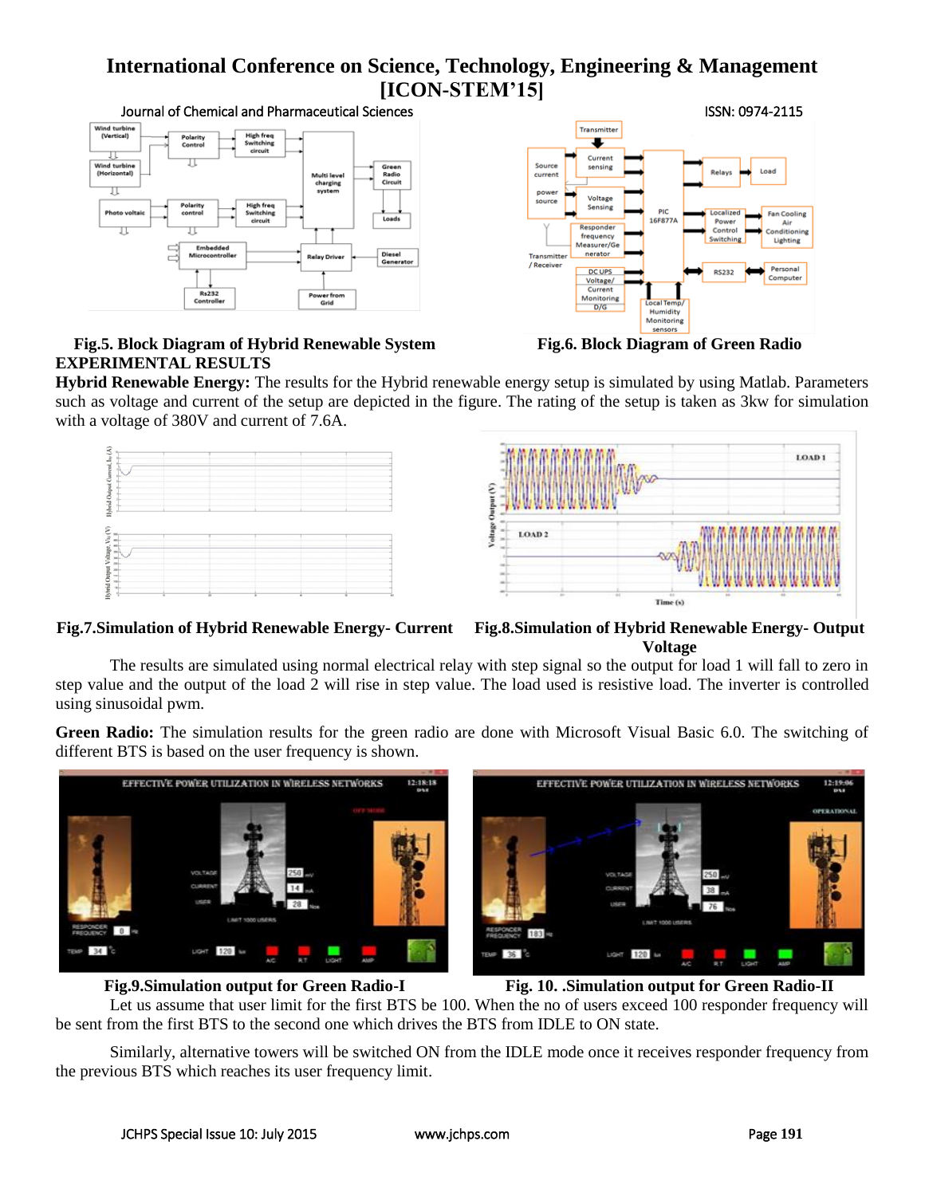Fig.5. Block Diagram of Hybrid Renewable System

Fig.6. Block Diagram of Green Radio

## EXPERIMENTAL RESULTS

**Hybrid Renewable Energy:** The results for the Hybrid renewable energy setup is simulated by using Matlab. Parameters such as voltage and current of the setup are depicted in the figure. The rating of the setup is taken as 3kw for simulation with a voltage of 380V and current of 7.6A.

Fig.7.Simulation of Hybrid Renewable Energy- Current

Fig.8.Simulation of Hybrid Renewable Energy- Output Voltage

The results are simulated using normal electrical relay with step signal so the output for load 1 will fall to zero in step value and the output of the load 2 will rise in step value. The load used is resistive load. The inverter is controlled using sinusoidal pwm.

**Green Radio:** The simulation results for the green radio are done with Microsoft Visual Basic 6.0. The switching of different BTS is based on the user frequency is shown.

Fig.9.Simulation output for Green Radio-I

Fig. 10. .Simulation output for Green Radio-II

Let us assume that user limit for the first BTS be 100. When the no of users exceed 100 responder frequency will be sent from the first BTS to the second one which drives the BTS from IDLE to ON state.

Similarly, alternative towers will be switched ON from the IDLE mode once it receives responder frequency from the previous BTS which reaches its user frequency limit.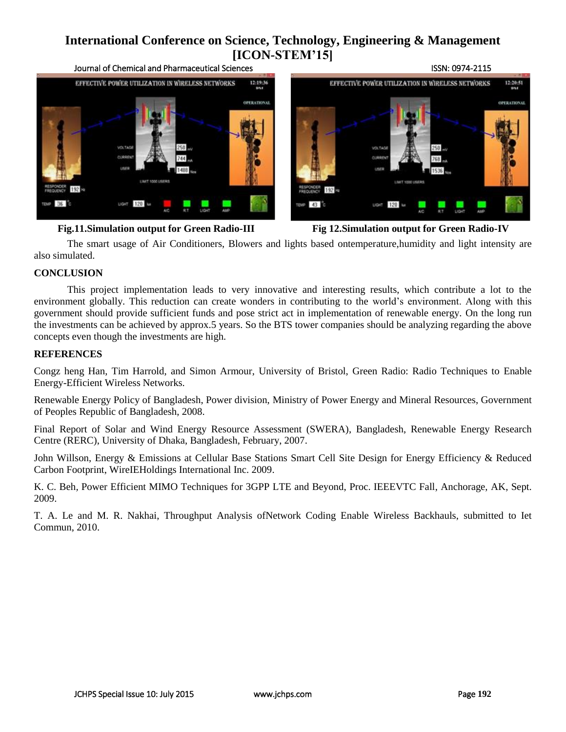Fig.11.Simulation output for Green Radio-III

Fig 12.Simulation output for Green Radio-IV

The smart usage of Air Conditioners, Blowers and lights based ontemperature,humidity and light intensity are also simulated.

## CONCLUSION

This project implementation leads to very innovative and interesting results, which contribute a lot to the environment globally. This reduction can create wonders in contributing to the world's environment. Along with this government should provide sufficient funds and pose strict act in implementation of renewable energy. On the long run the investments can be achieved by approx.5 years. So the BTS tower companies should be analyzing regarding the above concepts even though the investments are high.

## REFERENCES

Congz heng Han, Tim Harrold, and Simon Armour, University of Bristol, Green Radio: Radio Techniques to Enable Energy-Efficient Wireless Networks.

Renewable Energy Policy of Bangladesh, Power division, Ministry of Power Energy and Mineral Resources, Government of Peoples Republic of Bangladesh, 2008.

Final Report of Solar and Wind Energy Resource Assessment (SWERA), Bangladesh, Renewable Energy Research Centre (RERC), University of Dhaka, Bangladesh, February, 2007.

John Willson, Energy & Emissions at Cellular Base Stations Smart Cell Site Design for Energy Efficiency & Reduced Carbon Footprint, WireIEHoldings International Inc. 2009.

K. C. Beh, Power Efficient MIMO Techniques for 3GPP LTE and Beyond, Proc. IEEEVTC Fall, Anchorage, AK, Sept. 2009.

T. A. Le and M. R. Nakhai, Throughput Analysis ofNetwork Coding Enable Wireless Backhauls, submitted to Iet Commun, 2010.